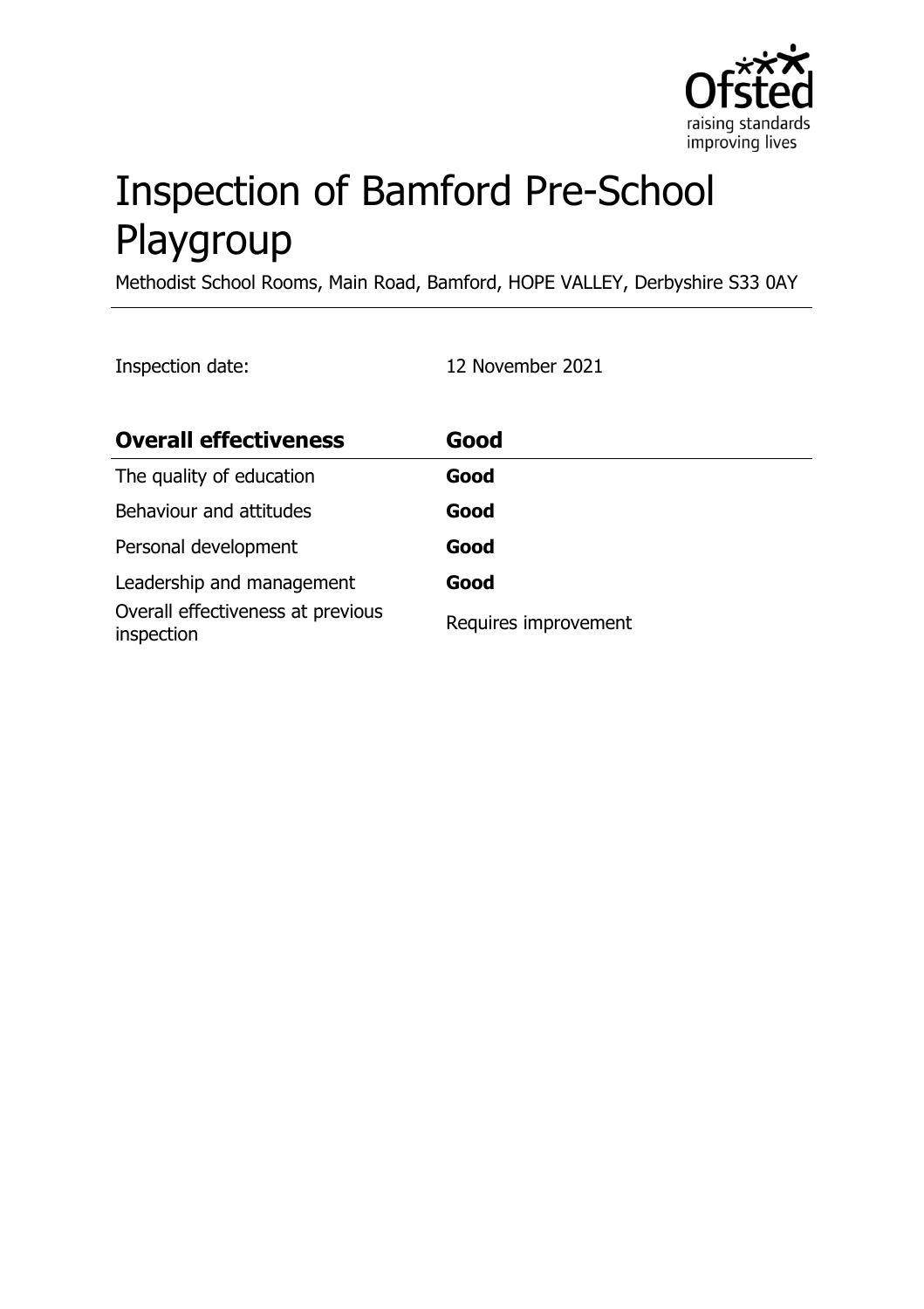# Inspection of Bamford Pre-School Playgroup

Methodist School Rooms, Main Road, Bamford, HOPE VALLEY, Derbyshire S33 0AY

Inspection date: 12 November 2021

| **Overall effectiveness** | **Good** |
| --- | --- |
| The quality of education | **Good** |
| Behaviour and attitudes | **Good** |
| Personal development | **Good** |
| Leadership and management | **Good** |
| Overall effectiveness at previous inspection | Requires improvement |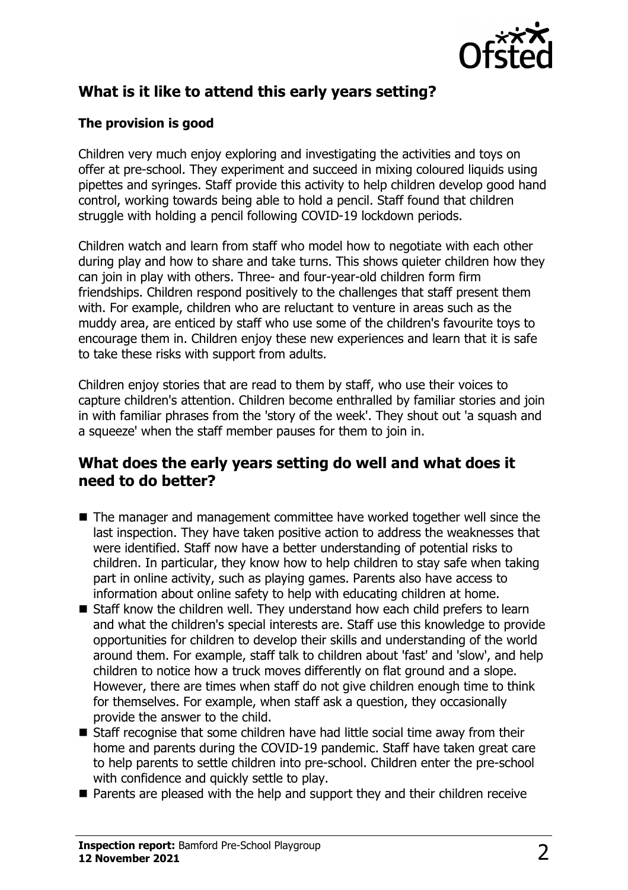## What is it like to attend this early years setting?

### The provision is good

Children very much enjoy exploring and investigating the activities and toys on offer at pre-school. They experiment and succeed in mixing coloured liquids using pipettes and syringes. Staff provide this activity to help children develop good hand control, working towards being able to hold a pencil. Staff found that children struggle with holding a pencil following COVID-19 lockdown periods.

Children watch and learn from staff who model how to negotiate with each other during play and how to share and take turns. This shows quieter children how they can join in play with others. Three- and four-year-old children form firm friendships. Children respond positively to the challenges that staff present them with. For example, children who are reluctant to venture in areas such as the muddy area, are enticed by staff who use some of the children's favourite toys to encourage them in. Children enjoy these new experiences and learn that it is safe to take these risks with support from adults.

Children enjoy stories that are read to them by staff, who use their voices to capture children's attention. Children become enthralled by familiar stories and join in with familiar phrases from the 'story of the week'. They shout out 'a squash and a squeeze' when the staff member pauses for them to join in.

## What does the early years setting do well and what does it need to do better?

- The manager and management committee have worked together well since the last inspection. They have taken positive action to address the weaknesses that were identified. Staff now have a better understanding of potential risks to children. In particular, they know how to help children to stay safe when taking part in online activity, such as playing games. Parents also have access to information about online safety to help with educating children at home.
- Staff know the children well. They understand how each child prefers to learn and what the children's special interests are. Staff use this knowledge to provide opportunities for children to develop their skills and understanding of the world around them. For example, staff talk to children about 'fast' and 'slow', and help children to notice how a truck moves differently on flat ground and a slope. However, there are times when staff do not give children enough time to think for themselves. For example, when staff ask a question, they occasionally provide the answer to the child.
- Staff recognise that some children have had little social time away from their home and parents during the COVID-19 pandemic. Staff have taken great care to help parents to settle children into pre-school. Children enter the pre-school with confidence and quickly settle to play.
- Parents are pleased with the help and support they and their children receive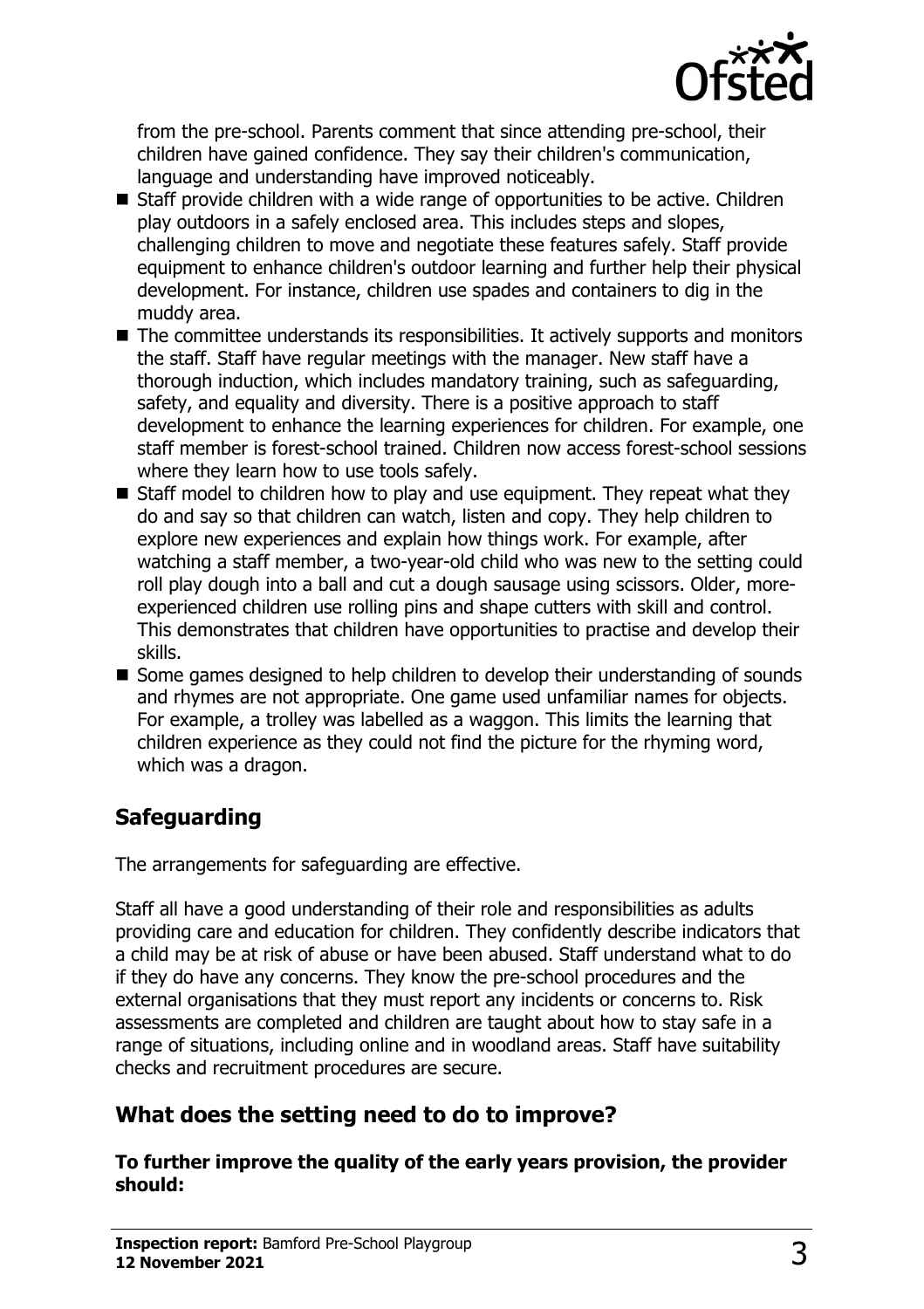from the pre-school. Parents comment that since attending pre-school, their children have gained confidence. They say their children's communication, language and understanding have improved noticeably.

- Staff provide children with a wide range of opportunities to be active. Children play outdoors in a safely enclosed area. This includes steps and slopes, challenging children to move and negotiate these features safely. Staff provide equipment to enhance children's outdoor learning and further help their physical development. For instance, children use spades and containers to dig in the muddy area.
- The committee understands its responsibilities. It actively supports and monitors the staff. Staff have regular meetings with the manager. New staff have a thorough induction, which includes mandatory training, such as safeguarding, safety, and equality and diversity. There is a positive approach to staff development to enhance the learning experiences for children. For example, one staff member is forest-school trained. Children now access forest-school sessions where they learn how to use tools safely.
- Staff model to children how to play and use equipment. They repeat what they do and say so that children can watch, listen and copy. They help children to explore new experiences and explain how things work. For example, after watching a staff member, a two-year-old child who was new to the setting could roll play dough into a ball and cut a dough sausage using scissors. Older, more-experienced children use rolling pins and shape cutters with skill and control. This demonstrates that children have opportunities to practise and develop their skills.
- Some games designed to help children to develop their understanding of sounds and rhymes are not appropriate. One game used unfamiliar names for objects. For example, a trolley was labelled as a waggon. This limits the learning that children experience as they could not find the picture for the rhyming word, which was a dragon.

## Safeguarding

The arrangements for safeguarding are effective.

Staff all have a good understanding of their role and responsibilities as adults providing care and education for children. They confidently describe indicators that a child may be at risk of abuse or have been abused. Staff understand what to do if they do have any concerns. They know the pre-school procedures and the external organisations that they must report any incidents or concerns to. Risk assessments are completed and children are taught about how to stay safe in a range of situations, including online and in woodland areas. Staff have suitability checks and recruitment procedures are secure.

## What does the setting need to do to improve?

**To further improve the quality of the early years provision, the provider should:**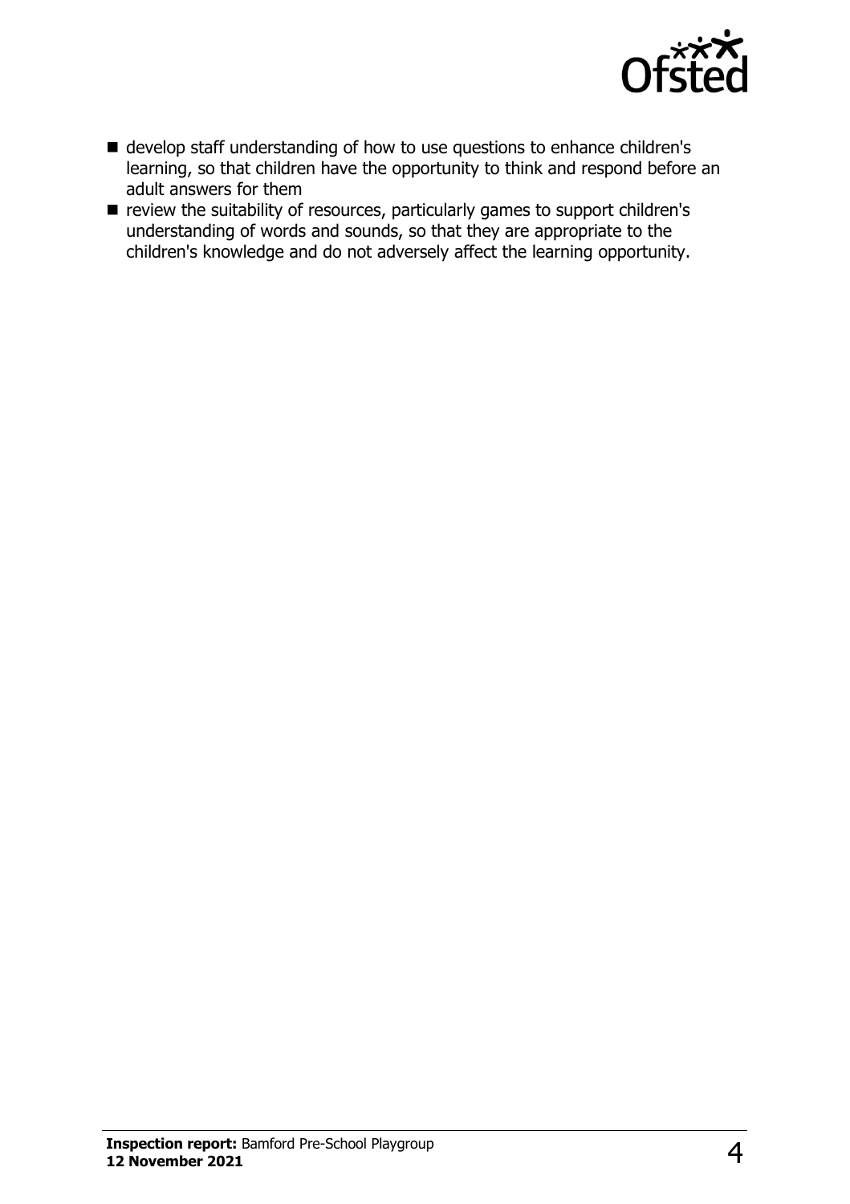- develop staff understanding of how to use questions to enhance children's learning, so that children have the opportunity to think and respond before an adult answers for them
- review the suitability of resources, particularly games to support children's understanding of words and sounds, so that they are appropriate to the children's knowledge and do not adversely affect the learning opportunity.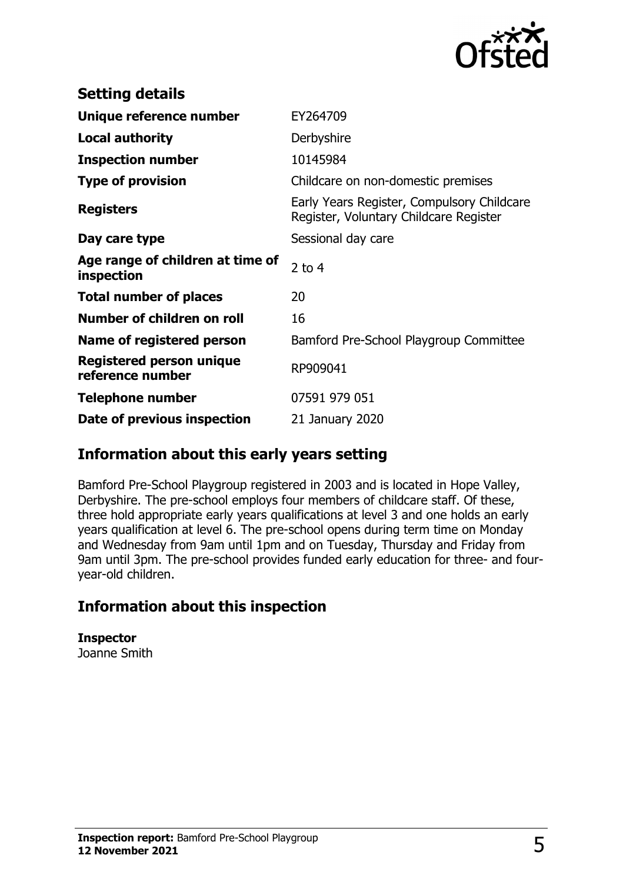## Setting details

| | |
|---|---|
| **Unique reference number** | EY264709 |
| **Local authority** | Derbyshire |
| **Inspection number** | 10145984 |
| **Type of provision** | Childcare on non-domestic premises |
| **Registers** | Early Years Register, Compulsory Childcare Register, Voluntary Childcare Register |
| **Day care type** | Sessional day care |
| **Age range of children at time of inspection** | 2 to 4 |
| **Total number of places** | 20 |
| **Number of children on roll** | 16 |
| **Name of registered person** | Bamford Pre-School Playgroup Committee |
| **Registered person unique reference number** | RP909041 |
| **Telephone number** | 07591 979 051 |
| **Date of previous inspection** | 21 January 2020 |

## Information about this early years setting

Bamford Pre-School Playgroup registered in 2003 and is located in Hope Valley, Derbyshire. The pre-school employs four members of childcare staff. Of these, three hold appropriate early years qualifications at level 3 and one holds an early years qualification at level 6. The pre-school opens during term time on Monday and Wednesday from 9am until 1pm and on Tuesday, Thursday and Friday from 9am until 3pm. The pre-school provides funded early education for three- and four-year-old children.

## Information about this inspection

**Inspector**
Joanne Smith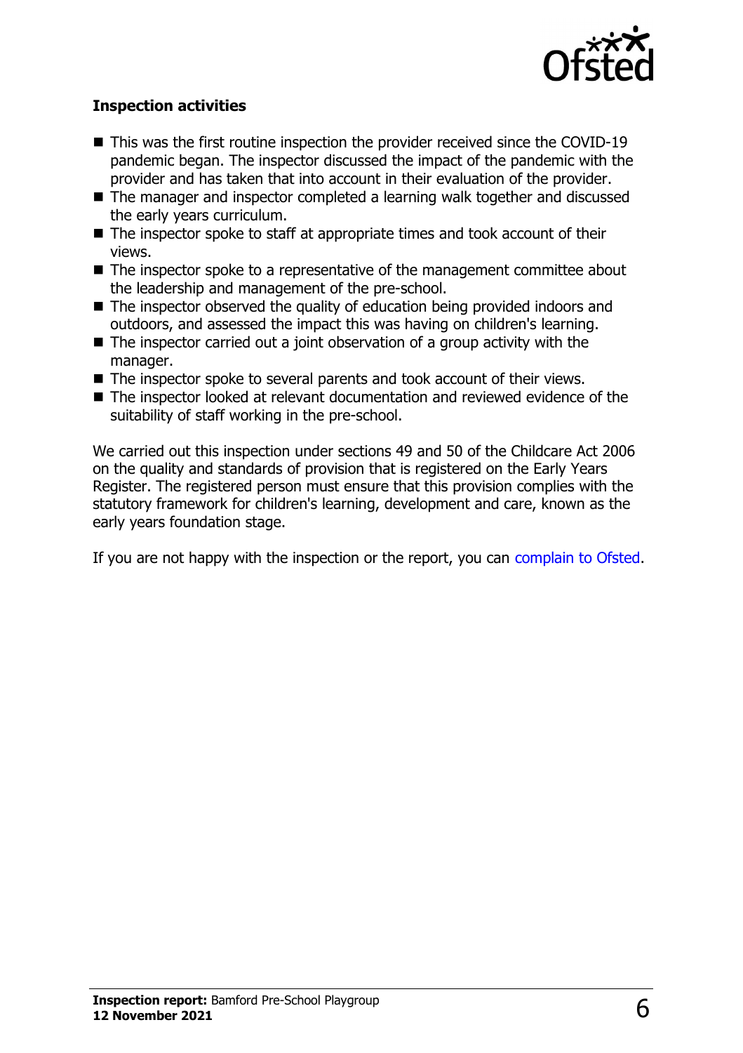### Inspection activities

- This was the first routine inspection the provider received since the COVID-19 pandemic began. The inspector discussed the impact of the pandemic with the provider and has taken that into account in their evaluation of the provider.
- The manager and inspector completed a learning walk together and discussed the early years curriculum.
- The inspector spoke to staff at appropriate times and took account of their views.
- The inspector spoke to a representative of the management committee about the leadership and management of the pre-school.
- The inspector observed the quality of education being provided indoors and outdoors, and assessed the impact this was having on children's learning.
- The inspector carried out a joint observation of a group activity with the manager.
- The inspector spoke to several parents and took account of their views.
- The inspector looked at relevant documentation and reviewed evidence of the suitability of staff working in the pre-school.

We carried out this inspection under sections 49 and 50 of the Childcare Act 2006 on the quality and standards of provision that is registered on the Early Years Register. The registered person must ensure that this provision complies with the statutory framework for children's learning, development and care, known as the early years foundation stage.

If you are not happy with the inspection or the report, you can complain to Ofsted.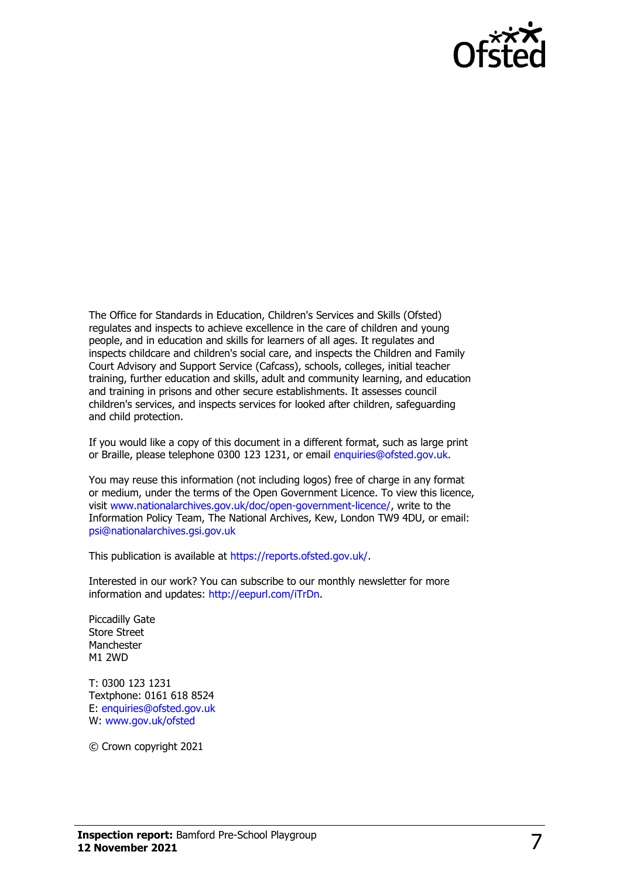The Office for Standards in Education, Children's Services and Skills (Ofsted) regulates and inspects to achieve excellence in the care of children and young people, and in education and skills for learners of all ages. It regulates and inspects childcare and children's social care, and inspects the Children and Family Court Advisory and Support Service (Cafcass), schools, colleges, initial teacher training, further education and skills, adult and community learning, and education and training in prisons and other secure establishments. It assesses council children's services, and inspects services for looked after children, safeguarding and child protection.

If you would like a copy of this document in a different format, such as large print or Braille, please telephone 0300 123 1231, or email enquiries@ofsted.gov.uk.

You may reuse this information (not including logos) free of charge in any format or medium, under the terms of the Open Government Licence. To view this licence, visit www.nationalarchives.gov.uk/doc/open-government-licence/, write to the Information Policy Team, The National Archives, Kew, London TW9 4DU, or email: psi@nationalarchives.gsi.gov.uk

This publication is available at https://reports.ofsted.gov.uk/.

Interested in our work? You can subscribe to our monthly newsletter for more information and updates: http://eepurl.com/iTrDn.

Piccadilly Gate
Store Street
Manchester
M1 2WD

T: 0300 123 1231
Textphone: 0161 618 8524
E: enquiries@ofsted.gov.uk
W: www.gov.uk/ofsted

© Crown copyright 2021